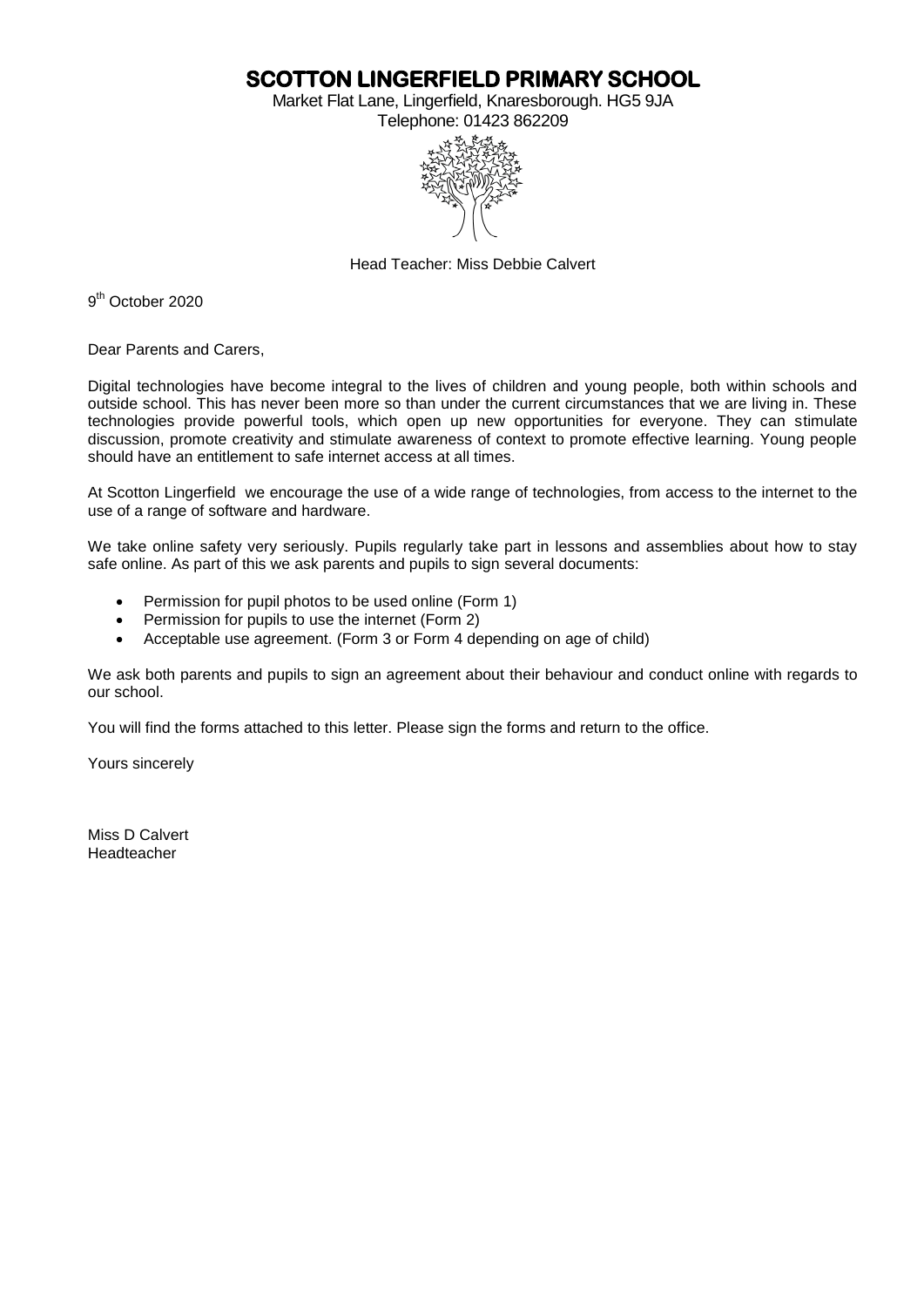# SCOTTON LINGERFIELD PRIMARY SCHOOL

Market Flat Lane, Lingerfield, Knaresborough. HG5 9JA
Telephone: 01423 862209

Head Teacher: Miss Debbie Calvert

9th October 2020

Dear Parents and Carers,

Digital technologies have become integral to the lives of children and young people, both within schools and outside school. This has never been more so than under the current circumstances that we are living in. These technologies provide powerful tools, which open up new opportunities for everyone. They can stimulate discussion, promote creativity and stimulate awareness of context to promote effective learning. Young people should have an entitlement to safe internet access at all times.

At Scotton Lingerfield we encourage the use of a wide range of technologies, from access to the internet to the use of a range of software and hardware.

We take online safety very seriously. Pupils regularly take part in lessons and assemblies about how to stay safe online. As part of this we ask parents and pupils to sign several documents:

- Permission for pupil photos to be used online (Form 1)
- Permission for pupils to use the internet (Form 2)
- Acceptable use agreement. (Form 3 or Form 4 depending on age of child)

We ask both parents and pupils to sign an agreement about their behaviour and conduct online with regards to our school.

You will find the forms attached to this letter. Please sign the forms and return to the office.

Yours sincerely

Miss D Calvert
Headteacher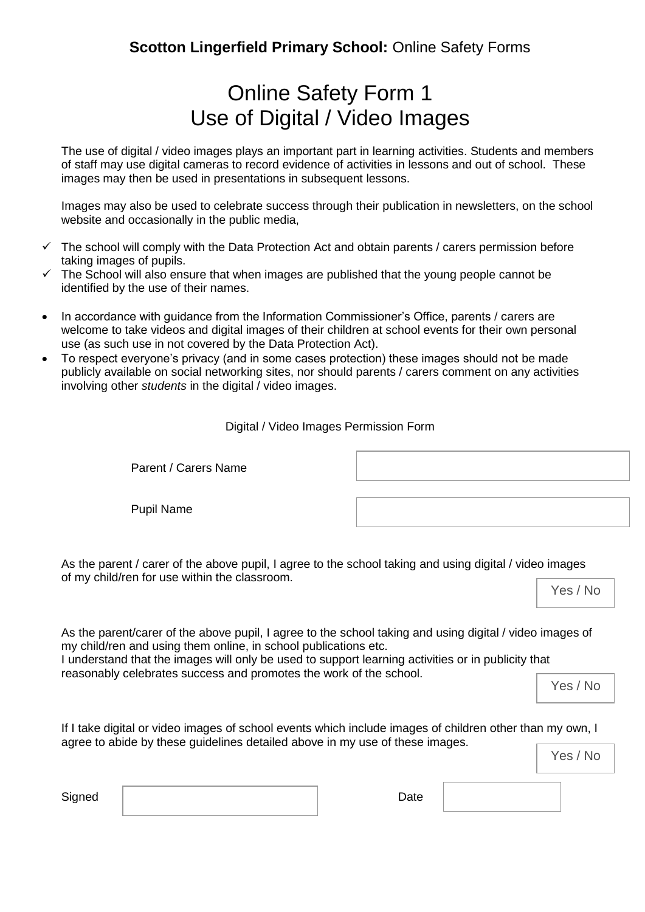**Scotton Lingerfield Primary School:** Online Safety Forms

# Online Safety Form 1
# Use of Digital / Video Images

The use of digital / video images plays an important part in learning activities. Students and members of staff may use digital cameras to record evidence of activities in lessons and out of school. These images may then be used in presentations in subsequent lessons.

Images may also be used to celebrate success through their publication in newsletters, on the school website and occasionally in the public media,

- ✓ The school will comply with the Data Protection Act and obtain parents / carers permission before taking images of pupils.
- ✓ The School will also ensure that when images are published that the young people cannot be identified by the use of their names.

- In accordance with guidance from the Information Commissioner's Office, parents / carers are welcome to take videos and digital images of their children at school events for their own personal use (as such use in not covered by the Data Protection Act).
- To respect everyone's privacy (and in some cases protection) these images should not be made publicly available on social networking sites, nor should parents / carers comment on any activities involving other *students* in the digital / video images.

Digital / Video Images Permission Form

Parent / Carers Name

Pupil Name

As the parent / carer of the above pupil, I agree to the school taking and using digital / video images of my child/ren for use within the classroom.

Yes / No

As the parent/carer of the above pupil, I agree to the school taking and using digital / video images of my child/ren and using them online, in school publications etc.
I understand that the images will only be used to support learning activities or in publicity that reasonably celebrates success and promotes the work of the school.

Yes / No

If I take digital or video images of school events which include images of children other than my own, I agree to abide by these guidelines detailed above in my use of these images.

Yes / No

Signed

Date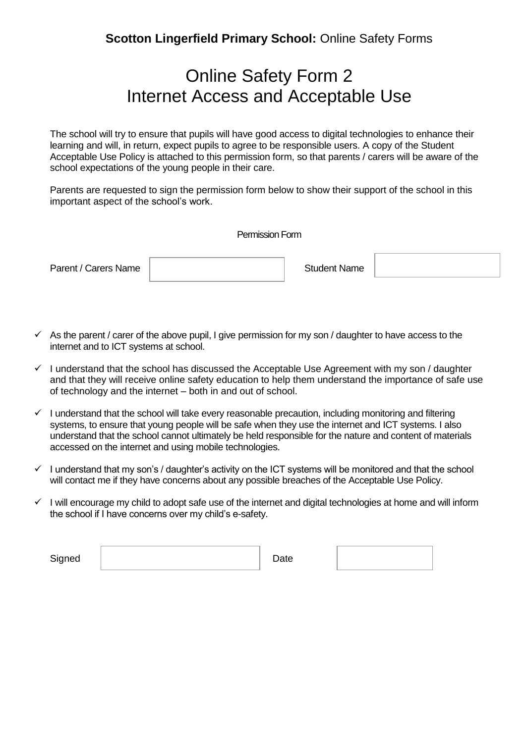**Scotton Lingerfield Primary School:** Online Safety Forms

# Online Safety Form 2
# Internet Access and Acceptable Use

The school will try to ensure that pupils will have good access to digital technologies to enhance their learning and will, in return, expect pupils to agree to be responsible users. A copy of the Student Acceptable Use Policy is attached to this permission form, so that parents / carers will be aware of the school expectations of the young people in their care.

Parents are requested to sign the permission form below to show their support of the school in this important aspect of the school's work.

Permission Form

Parent / Carers Name ______________________ Student Name ______________________

- ✓ As the parent / carer of the above pupil, I give permission for my son / daughter to have access to the internet and to ICT systems at school.
- ✓ I understand that the school has discussed the Acceptable Use Agreement with my son / daughter and that they will receive online safety education to help them understand the importance of safe use of technology and the internet – both in and out of school.
- ✓ I understand that the school will take every reasonable precaution, including monitoring and filtering systems, to ensure that young people will be safe when they use the internet and ICT systems. I also understand that the school cannot ultimately be held responsible for the nature and content of materials accessed on the internet and using mobile technologies.
- ✓ I understand that my son's / daughter's activity on the ICT systems will be monitored and that the school will contact me if they have concerns about any possible breaches of the Acceptable Use Policy.
- ✓ I will encourage my child to adopt safe use of the internet and digital technologies at home and will inform the school if I have concerns over my child's e-safety.

Signed ______________________ Date ______________________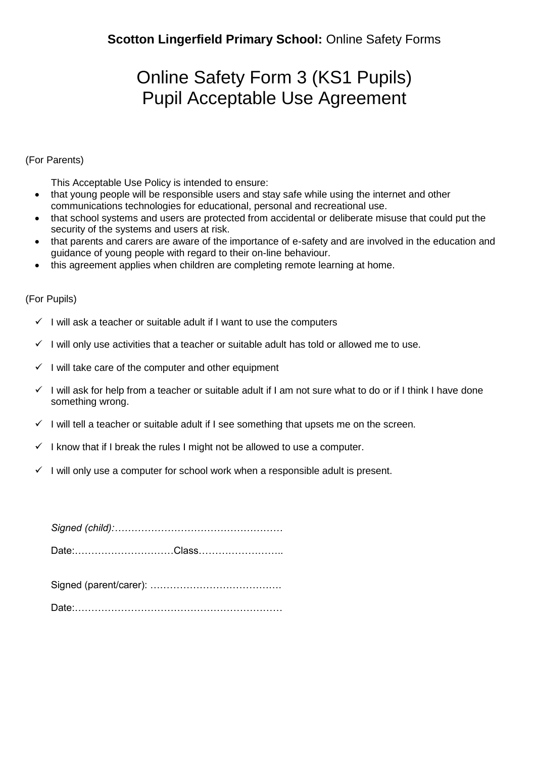**Scotton Lingerfield Primary School:** Online Safety Forms

# Online Safety Form 3 (KS1 Pupils)
# Pupil Acceptable Use Agreement

(For Parents)

This Acceptable Use Policy is intended to ensure:

- that young people will be responsible users and stay safe while using the internet and other communications technologies for educational, personal and recreational use.
- that school systems and users are protected from accidental or deliberate misuse that could put the security of the systems and users at risk.
- that parents and carers are aware of the importance of e-safety and are involved in the education and guidance of young people with regard to their on-line behaviour.
- this agreement applies when children are completing remote learning at home.

(For Pupils)

- ✓ I will ask a teacher or suitable adult if I want to use the computers
- ✓ I will only use activities that a teacher or suitable adult has told or allowed me to use.
- ✓ I will take care of the computer and other equipment
- ✓ I will ask for help from a teacher or suitable adult if I am not sure what to do or if I think I have done something wrong.
- ✓ I will tell a teacher or suitable adult if I see something that upsets me on the screen.
- ✓ I know that if I break the rules I might not be allowed to use a computer.
- ✓ I will only use a computer for school work when a responsible adult is present.

*Signed (child):*……………………………………………

Date:…………………………Class……………………..

Signed (parent/carer): …………………………………

Date:………………………………………………………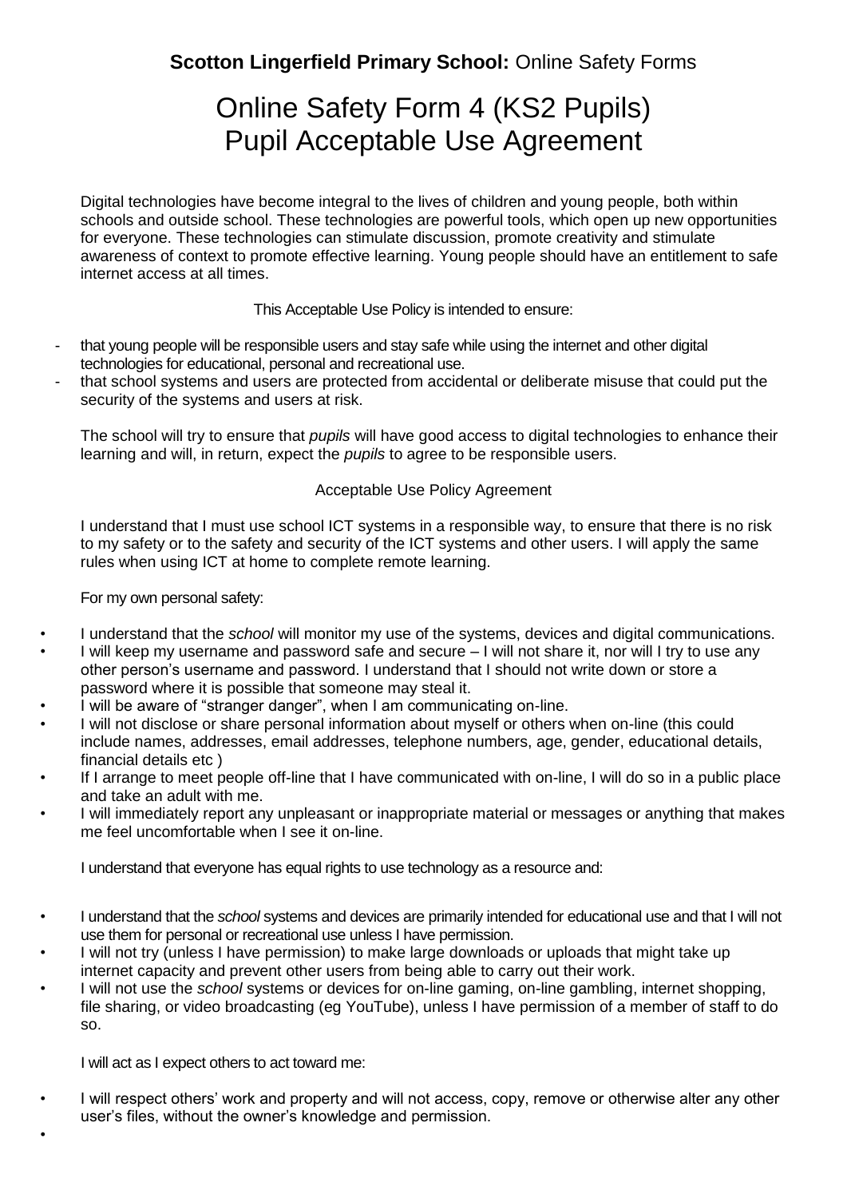**Scotton Lingerfield Primary School:** Online Safety Forms

# Online Safety Form 4 (KS2 Pupils) Pupil Acceptable Use Agreement

Digital technologies have become integral to the lives of children and young people, both within schools and outside school. These technologies are powerful tools, which open up new opportunities for everyone. These technologies can stimulate discussion, promote creativity and stimulate awareness of context to promote effective learning. Young people should have an entitlement to safe internet access at all times.

This Acceptable Use Policy is intended to ensure:

- that young people will be responsible users and stay safe while using the internet and other digital technologies for educational, personal and recreational use.
- that school systems and users are protected from accidental or deliberate misuse that could put the security of the systems and users at risk.

The school will try to ensure that *pupils* will have good access to digital technologies to enhance their learning and will, in return, expect the *pupils* to agree to be responsible users.

Acceptable Use Policy Agreement

I understand that I must use school ICT systems in a responsible way, to ensure that there is no risk to my safety or to the safety and security of the ICT systems and other users. I will apply the same rules when using ICT at home to complete remote learning.

For my own personal safety:

- I understand that the *school* will monitor my use of the systems, devices and digital communications.
- I will keep my username and password safe and secure – I will not share it, nor will I try to use any other person's username and password. I understand that I should not write down or store a password where it is possible that someone may steal it.
- I will be aware of "stranger danger", when I am communicating on-line.
- I will not disclose or share personal information about myself or others when on-line (this could include names, addresses, email addresses, telephone numbers, age, gender, educational details, financial details etc )
- If I arrange to meet people off-line that I have communicated with on-line, I will do so in a public place and take an adult with me.
- I will immediately report any unpleasant or inappropriate material or messages or anything that makes me feel uncomfortable when I see it on-line.

I understand that everyone has equal rights to use technology as a resource and:

- I understand that the *school* systems and devices are primarily intended for educational use and that I will not use them for personal or recreational use unless I have permission.
- I will not try (unless I have permission) to make large downloads or uploads that might take up internet capacity and prevent other users from being able to carry out their work.
- I will not use the *school* systems or devices for on-line gaming, on-line gambling, internet shopping, file sharing, or video broadcasting (eg YouTube), unless I have permission of a member of staff to do so.

I will act as I expect others to act toward me:

- I will respect others' work and property and will not access, copy, remove or otherwise alter any other user's files, without the owner's knowledge and permission.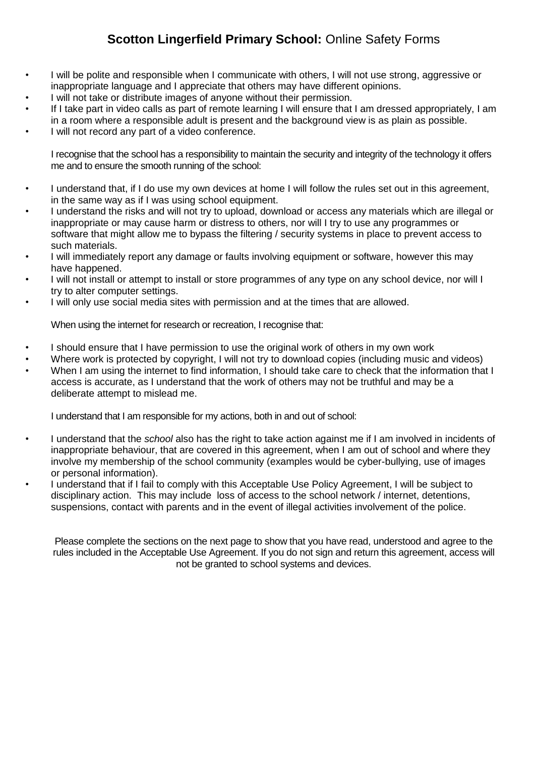# **Scotton Lingerfield Primary School:** Online Safety Forms

- I will be polite and responsible when I communicate with others, I will not use strong, aggressive or inappropriate language and I appreciate that others may have different opinions.
- I will not take or distribute images of anyone without their permission.
- If I take part in video calls as part of remote learning I will ensure that I am dressed appropriately, I am in a room where a responsible adult is present and the background view is as plain as possible.
- I will not record any part of a video conference.

I recognise that the school has a responsibility to maintain the security and integrity of the technology it offers me and to ensure the smooth running of the school:

- I understand that, if I do use my own devices at home I will follow the rules set out in this agreement, in the same way as if I was using school equipment.
- I understand the risks and will not try to upload, download or access any materials which are illegal or inappropriate or may cause harm or distress to others, nor will I try to use any programmes or software that might allow me to bypass the filtering / security systems in place to prevent access to such materials.
- I will immediately report any damage or faults involving equipment or software, however this may have happened.
- I will not install or attempt to install or store programmes of any type on any school device, nor will I try to alter computer settings.
- I will only use social media sites with permission and at the times that are allowed.

When using the internet for research or recreation, I recognise that:

- I should ensure that I have permission to use the original work of others in my own work
- Where work is protected by copyright, I will not try to download copies (including music and videos)
- When I am using the internet to find information, I should take care to check that the information that I access is accurate, as I understand that the work of others may not be truthful and may be a deliberate attempt to mislead me.

I understand that I am responsible for my actions, both in and out of school:

- I understand that the *school* also has the right to take action against me if I am involved in incidents of inappropriate behaviour, that are covered in this agreement, when I am out of school and where they involve my membership of the school community (examples would be cyber-bullying, use of images or personal information).
- I understand that if I fail to comply with this Acceptable Use Policy Agreement, I will be subject to disciplinary action. This may include loss of access to the school network / internet, detentions, suspensions, contact with parents and in the event of illegal activities involvement of the police.

Please complete the sections on the next page to show that you have read, understood and agree to the rules included in the Acceptable Use Agreement. If you do not sign and return this agreement, access will not be granted to school systems and devices.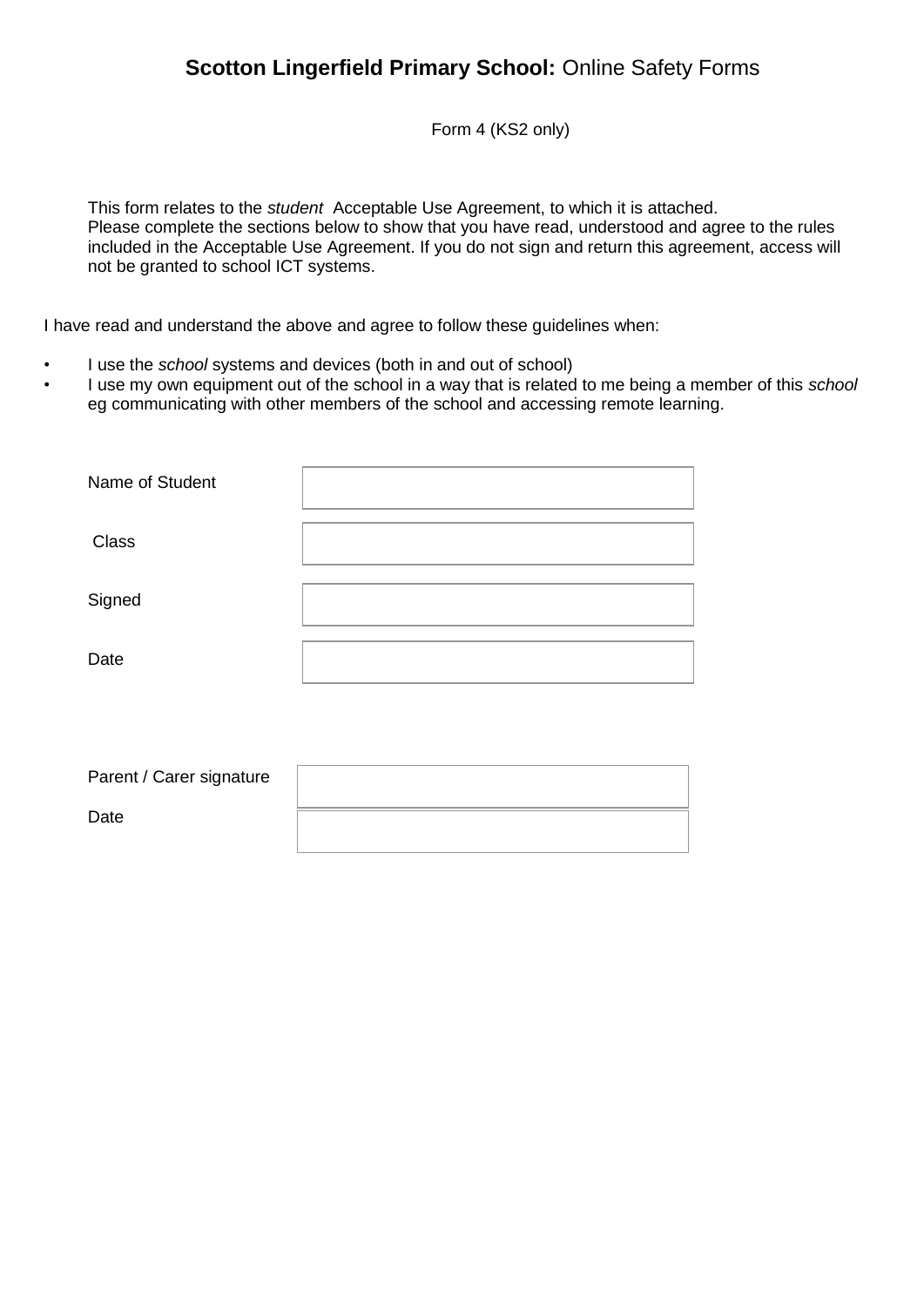# **Scotton Lingerfield Primary School:** Online Safety Forms

Form 4 (KS2 only)

This form relates to the *student* Acceptable Use Agreement, to which it is attached.
Please complete the sections below to show that you have read, understood and agree to the rules included in the Acceptable Use Agreement. If you do not sign and return this agreement, access will not be granted to school ICT systems.

I have read and understand the above and agree to follow these guidelines when:

- I use the *school* systems and devices (both in and out of school)
- I use my own equipment out of the school in a way that is related to me being a member of this *school* eg communicating with other members of the school and accessing remote learning.

| | |
|---|---|
| Name of Student | |
| Class | |
| Signed | |
| Date | |

| | |
|---|---|
| Parent / Carer signature | |
| Date | |